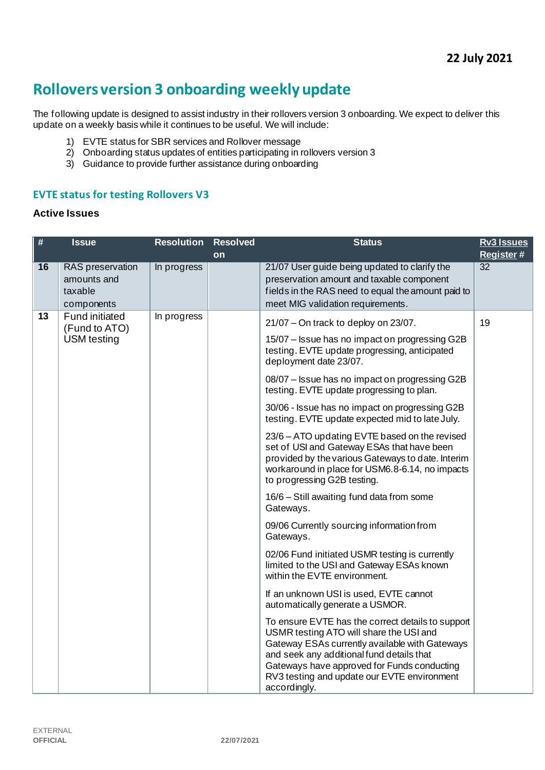22 July 2021

# Rollovers version 3 onboarding weekly update

The following update is designed to assist industry in their rollovers version 3 onboarding. We expect to deliver this update on a weekly basis while it continues to be useful. We will include:

1) EVTE status for SBR services and Rollover message
2) Onboarding status updates of entities participating in rollovers version 3
3) Guidance to provide further assistance during onboarding

## EVTE status for testing Rollovers V3

### Active Issues

| # | Issue | Resolution | Resolved on | Status | Rv3 Issues Register # |
|---|---|---|---|---|---|
| **16** | RAS preservation amounts and taxable components | In progress | | 21/07 User guide being updated to clarify the preservation amount and taxable component fields in the RAS need to equal the amount paid to meet MIG validation requirements. | 32 |
| **13** | Fund initiated (Fund to ATO) USM testing | In progress | | 21/07 – On track to deploy on 23/07.<br><br>15/07 – Issue has no impact on progressing G2B testing. EVTE update progressing, anticipated deployment date 23/07.<br><br>08/07 – Issue has no impact on progressing G2B testing. EVTE update progressing to plan.<br><br>30/06 - Issue has no impact on progressing G2B testing. EVTE update expected mid to late July.<br><br>23/6 – ATO updating EVTE based on the revised set of USI and Gateway ESAs that have been provided by the various Gateways to date. Interim workaround in place for USM6.8-6.14, no impacts to progressing G2B testing.<br><br>16/6 – Still awaiting fund data from some Gateways.<br><br>09/06 Currently sourcing information from Gateways.<br><br>02/06 Fund initiated USMR testing is currently limited to the USI and Gateway ESAs known within the EVTE environment.<br><br>If an unknown USI is used, EVTE cannot automatically generate a USMOR.<br><br>To ensure EVTE has the correct details to support USMR testing ATO will share the USI and Gateway ESAs currently available with Gateways and seek any additional fund details that Gateways have approved for Funds conducting RV3 testing and update our EVTE environment accordingly. | 19 |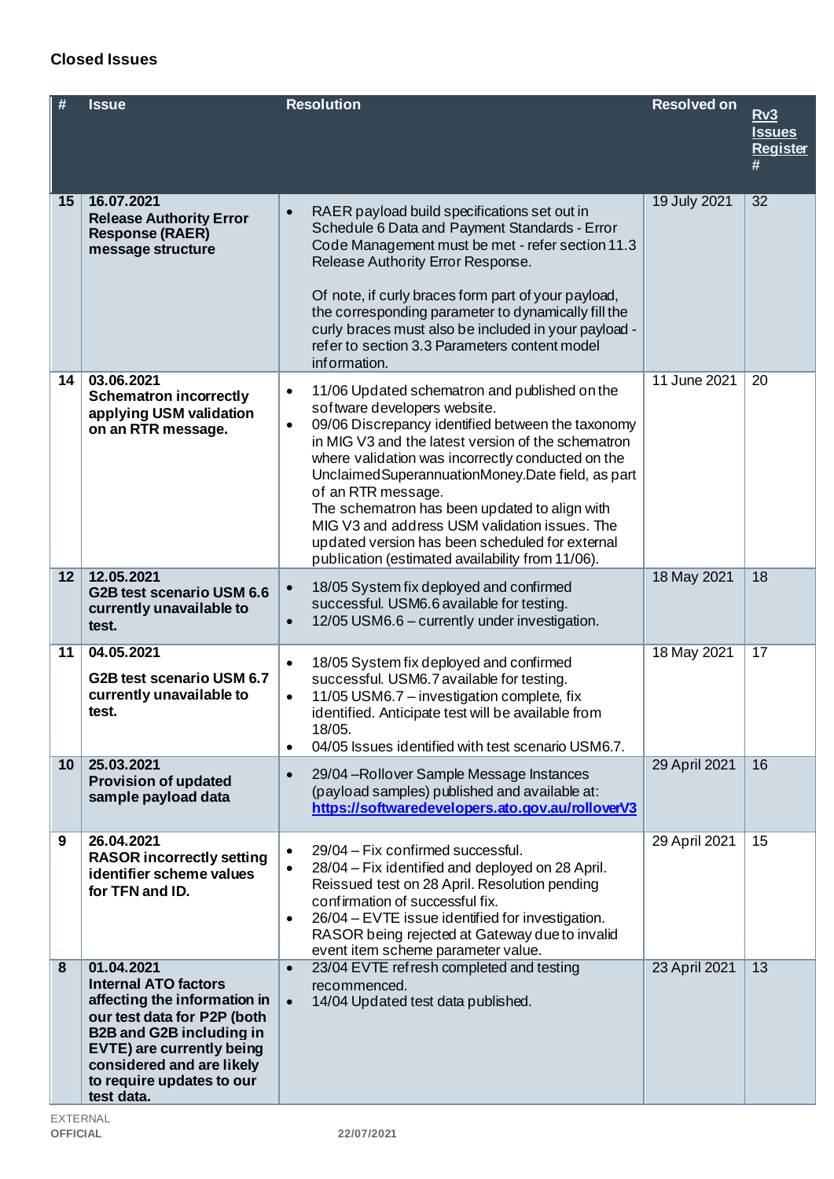### Closed Issues

| # | Issue | Resolution | Resolved on | Rv3 Issues Register # |
|---|---|---|---|---|
| 15 | 16.07.2021<br>**Release Authority Error Response (RAER) message structure** | • RAER payload build specifications set out in Schedule 6 Data and Payment Standards - Error Code Management must be met - refer section 11.3 Release Authority Error Response.<br><br>Of note, if curly braces form part of your payload, the corresponding parameter to dynamically fill the curly braces must also be included in your payload - refer to section 3.3 Parameters content model information. | 19 July 2021 | 32 |
| 14 | 03.06.2021<br>**Schematron incorrectly applying USM validation on an RTR message.** | • 11/06 Updated schematron and published on the software developers website.<br>• 09/06 Discrepancy identified between the taxonomy in MIG V3 and the latest version of the schematron where validation was incorrectly conducted on the UnclaimedSuperannuationMoney.Date field, as part of an RTR message.<br>The schematron has been updated to align with MIG V3 and address USM validation issues. The updated version has been scheduled for external publication (estimated availability from 11/06). | 11 June 2021 | 20 |
| 12 | 12.05.2021<br>**G2B test scenario USM 6.6 currently unavailable to test.** | • 18/05 System fix deployed and confirmed successful. USM6.6 available for testing.<br>• 12/05 USM6.6 – currently under investigation. | 18 May 2021 | 18 |
| 11 | 04.05.2021<br>**G2B test scenario USM 6.7 currently unavailable to test.** | • 18/05 System fix deployed and confirmed successful. USM6.7 available for testing.<br>• 11/05 USM6.7 – investigation complete, fix identified. Anticipate test will be available from 18/05.<br>• 04/05 Issues identified with test scenario USM6.7. | 18 May 2021 | 17 |
| 10 | 25.03.2021<br>**Provision of updated sample payload data** | • 29/04 –Rollover Sample Message Instances (payload samples) published and available at: https://softwaredevelopers.ato.gov.au/rolloverV3 | 29 April 2021 | 16 |
| 9 | 26.04.2021<br>**RASOR incorrectly setting identifier scheme values for TFN and ID.** | • 29/04 – Fix confirmed successful.<br>• 28/04 – Fix identified and deployed on 28 April. Reissued test on 28 April. Resolution pending confirmation of successful fix.<br>• 26/04 – EVTE issue identified for investigation. RASOR being rejected at Gateway due to invalid event item scheme parameter value. | 29 April 2021 | 15 |
| 8 | 01.04.2021<br>**Internal ATO factors affecting the information in our test data for P2P (both B2B and G2B including in EVTE) are currently being considered and are likely to require updates to our test data.** | • 23/04 EVTE refresh completed and testing recommenced.<br>• 14/04 Updated test data published. | 23 April 2021 | 13 |

EXTERNAL
**OFFICIAL**

**22/07/2021**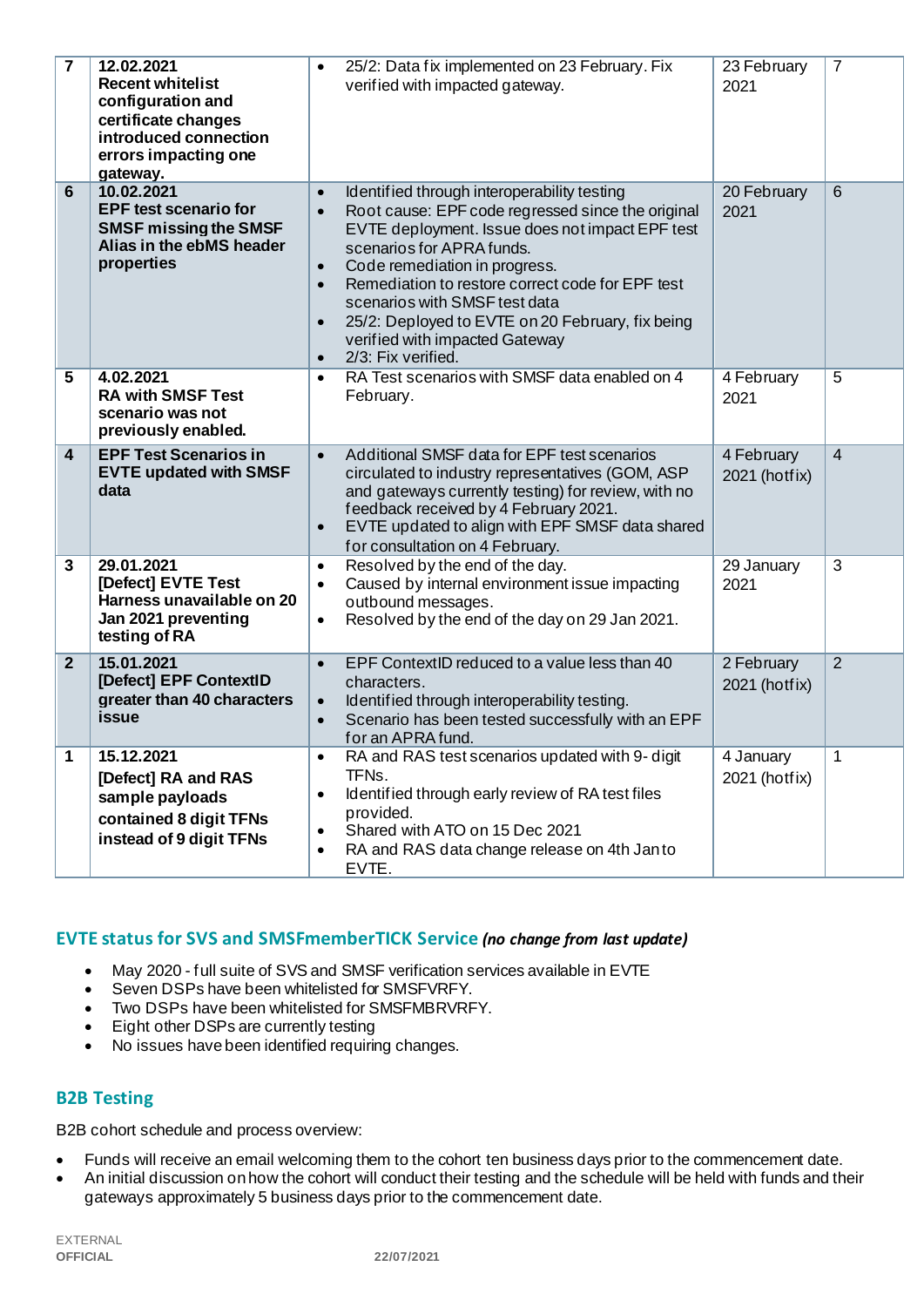| 7 | **12.02.2021 Recent whitelist configuration and certificate changes introduced connection errors impacting one gateway.** | • 25/2: Data fix implemented on 23 February. Fix verified with impacted gateway. | 23 February 2021 | 7 |
|---|---|---|---|---|
| 6 | **10.02.2021 EPF test scenario for SMSF missing the SMSF Alias in the ebMS header properties** | • Identified through interoperability testing<br>• Root cause: EPF code regressed since the original EVTE deployment. Issue does not impact EPF test scenarios for APRA funds.<br>• Code remediation in progress.<br>• Remediation to restore correct code for EPF test scenarios with SMSF test data<br>• 25/2: Deployed to EVTE on 20 February, fix being verified with impacted Gateway<br>• 2/3: Fix verified. | 20 February 2021 | 6 |
| 5 | **4.02.2021 RA with SMSF Test scenario was not previously enabled.** | • RA Test scenarios with SMSF data enabled on 4 February. | 4 February 2021 | 5 |
| 4 | **EPF Test Scenarios in EVTE updated with SMSF data** | • Additional SMSF data for EPF test scenarios circulated to industry representatives (GOM, ASP and gateways currently testing) for review, with no feedback received by 4 February 2021.<br>• EVTE updated to align with EPF SMSF data shared for consultation on 4 February. | 4 February 2021 (hotfix) | 4 |
| 3 | **29.01.2021 [Defect] EVTE Test Harness unavailable on 20 Jan 2021 preventing testing of RA** | • Resolved by the end of the day.<br>• Caused by internal environment issue impacting outbound messages.<br>• Resolved by the end of the day on 29 Jan 2021. | 29 January 2021 | 3 |
| 2 | **15.01.2021 [Defect] EPF ContextID greater than 40 characters issue** | • EPF ContextID reduced to a value less than 40 characters.<br>• Identified through interoperability testing.<br>• Scenario has been tested successfully with an EPF for an APRA fund. | 2 February 2021 (hotfix) | 2 |
| 1 | **15.12.2021 [Defect] RA and RAS sample payloads contained 8 digit TFNs instead of 9 digit TFNs** | • RA and RAS test scenarios updated with 9- digit TFNs.<br>• Identified through early review of RA test files provided.<br>• Shared with ATO on 15 Dec 2021<br>• RA and RAS data change release on 4th Jan to EVTE. | 4 January 2021 (hotfix) | 1 |

## EVTE status for SVS and SMSFmemberTICK Service *(no change from last update)*

- May 2020 - full suite of SVS and SMSF verification services available in EVTE
- Seven DSPs have been whitelisted for SMSFVRFY.
- Two DSPs have been whitelisted for SMSFMBRVRFY.
- Eight other DSPs are currently testing
- No issues have been identified requiring changes.

## B2B Testing

B2B cohort schedule and process overview:

- Funds will receive an email welcoming them to the cohort ten business days prior to the commencement date.
- An initial discussion on how the cohort will conduct their testing and the schedule will be held with funds and their gateways approximately 5 business days prior to the commencement date.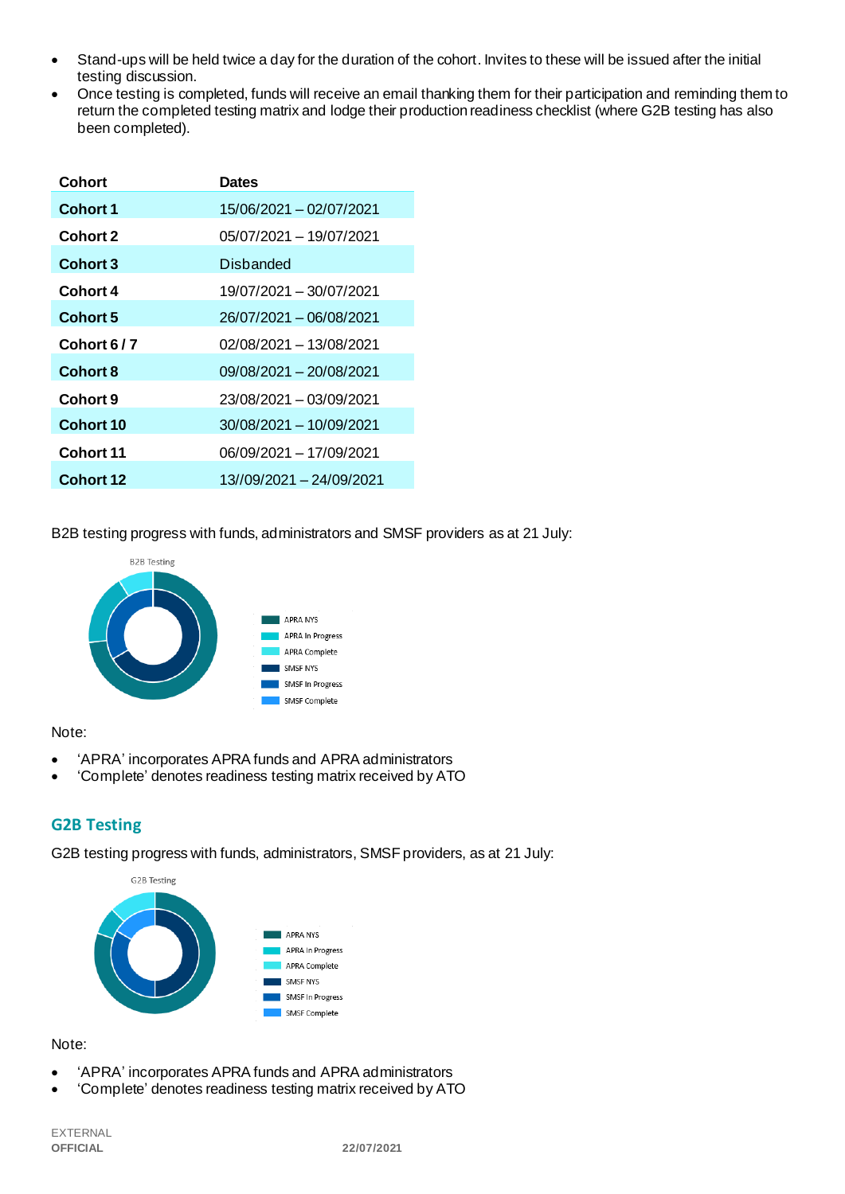- Stand-ups will be held twice a day for the duration of the cohort. Invites to these will be issued after the initial testing discussion.
- Once testing is completed, funds will receive an email thanking them for their participation and reminding them to return the completed testing matrix and lodge their production readiness checklist (where G2B testing has also been completed).

| Cohort | Dates |
|---|---|
| **Cohort 1** | 15/06/2021 – 02/07/2021 |
| **Cohort 2** | 05/07/2021 – 19/07/2021 |
| **Cohort 3** | Disbanded |
| **Cohort 4** | 19/07/2021 – 30/07/2021 |
| **Cohort 5** | 26/07/2021 – 06/08/2021 |
| **Cohort 6 / 7** | 02/08/2021 – 13/08/2021 |
| **Cohort 8** | 09/08/2021 – 20/08/2021 |
| **Cohort 9** | 23/08/2021 – 03/09/2021 |
| **Cohort 10** | 30/08/2021 – 10/09/2021 |
| **Cohort 11** | 06/09/2021 – 17/09/2021 |
| **Cohort 12** | 13//09/2021 – 24/09/2021 |

B2B testing progress with funds, administrators and SMSF providers as at 21 July:

B2B Testing

- APRA NYS
- APRA In Progress
- APRA Complete
- SMSF NYS
- SMSF In Progress
- SMSF Complete

Note:

- 'APRA' incorporates APRA funds and APRA administrators
- 'Complete' denotes readiness testing matrix received by ATO

## G2B Testing

G2B testing progress with funds, administrators, SMSF providers, as at 21 July:

G2B Testing

- APRA NYS
- APRA In Progress
- APRA Complete
- SMSF NYS
- SMSF In Progress
- SMSF Complete

Note:

- 'APRA' incorporates APRA funds and APRA administrators
- 'Complete' denotes readiness testing matrix received by ATO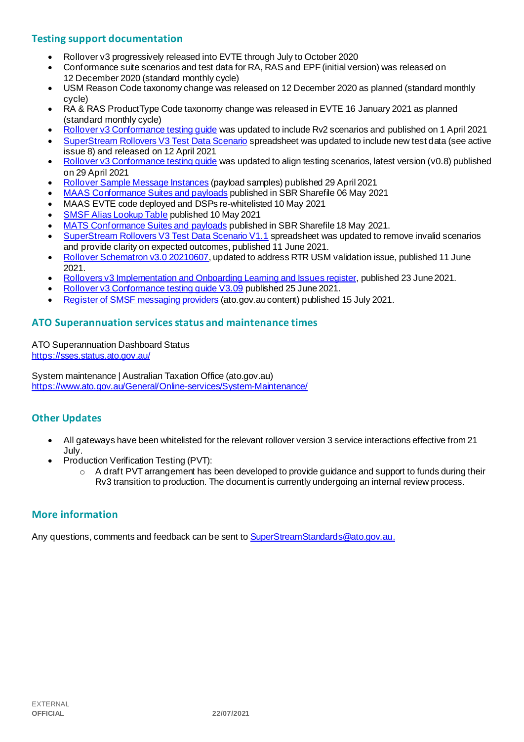## Testing support documentation

- Rollover v3 progressively released into EVTE through July to October 2020
- Conformance suite scenarios and test data for RA, RAS and EPF (initial version) was released on 12 December 2020 (standard monthly cycle)
- USM Reason Code taxonomy change was released on 12 December 2020 as planned (standard monthly cycle)
- RA & RAS ProductType Code taxonomy change was released in EVTE 16 January 2021 as planned (standard monthly cycle)
- Rollover v3 Conformance testing guide was updated to include Rv2 scenarios and published on 1 April 2021
- SuperStream Rollovers V3 Test Data Scenario spreadsheet was updated to include new test data (see active issue 8) and released on 12 April 2021
- Rollover v3 Conformance testing guide was updated to align testing scenarios, latest version (v0.8) published on 29 April 2021
- Rollover Sample Message Instances (payload samples) published 29 April 2021
- MAAS Conformance Suites and payloads published in SBR Sharefile 06 May 2021
- MAAS EVTE code deployed and DSPs re-whitelisted 10 May 2021
- SMSF Alias Lookup Table published 10 May 2021
- MATS Conformance Suites and payloads published in SBR Sharefile 18 May 2021.
- SuperStream Rollovers V3 Test Data Scenario V1.1 spreadsheet was updated to remove invalid scenarios and provide clarity on expected outcomes, published 11 June 2021.
- Rollover Schematron v3.0 20210607, updated to address RTR USM validation issue, published 11 June 2021.
- Rollovers v3 Implementation and Onboarding Learning and Issues register, published 23 June 2021.
- Rollover v3 Conformance testing guide V3.09 published 25 June 2021.
- Register of SMSF messaging providers (ato.gov.au content) published 15 July 2021.

## ATO Superannuation services status and maintenance times

ATO Superannuation Dashboard Status
https://sses.status.ato.gov.au/

System maintenance | Australian Taxation Office (ato.gov.au)
https://www.ato.gov.au/General/Online-services/System-Maintenance/

## Other Updates

- All gateways have been whitelisted for the relevant rollover version 3 service interactions effective from 21 July.
- Production Verification Testing (PVT):
  - A draft PVT arrangement has been developed to provide guidance and support to funds during their Rv3 transition to production. The document is currently undergoing an internal review process.

## More information

Any questions, comments and feedback can be sent to SuperStreamStandards@ato.gov.au.